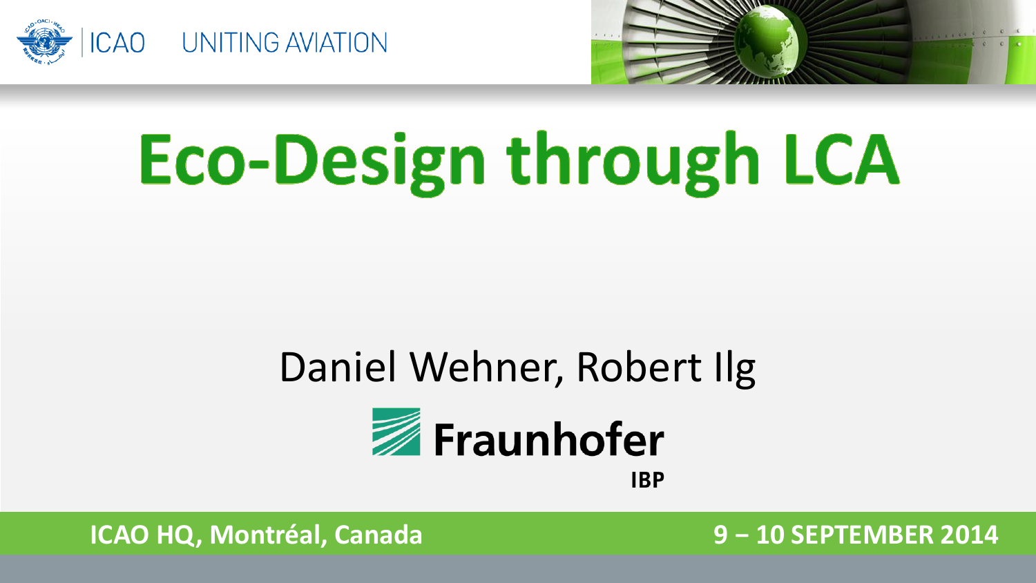ICAO UNITING AVIATION

# Eco-Design through LCA

Daniel Wehner, Robert Ilg

Fraunhofer IBP

ICAO HQ, Montréal, Canada

9 – 10 SEPTEMBER 2014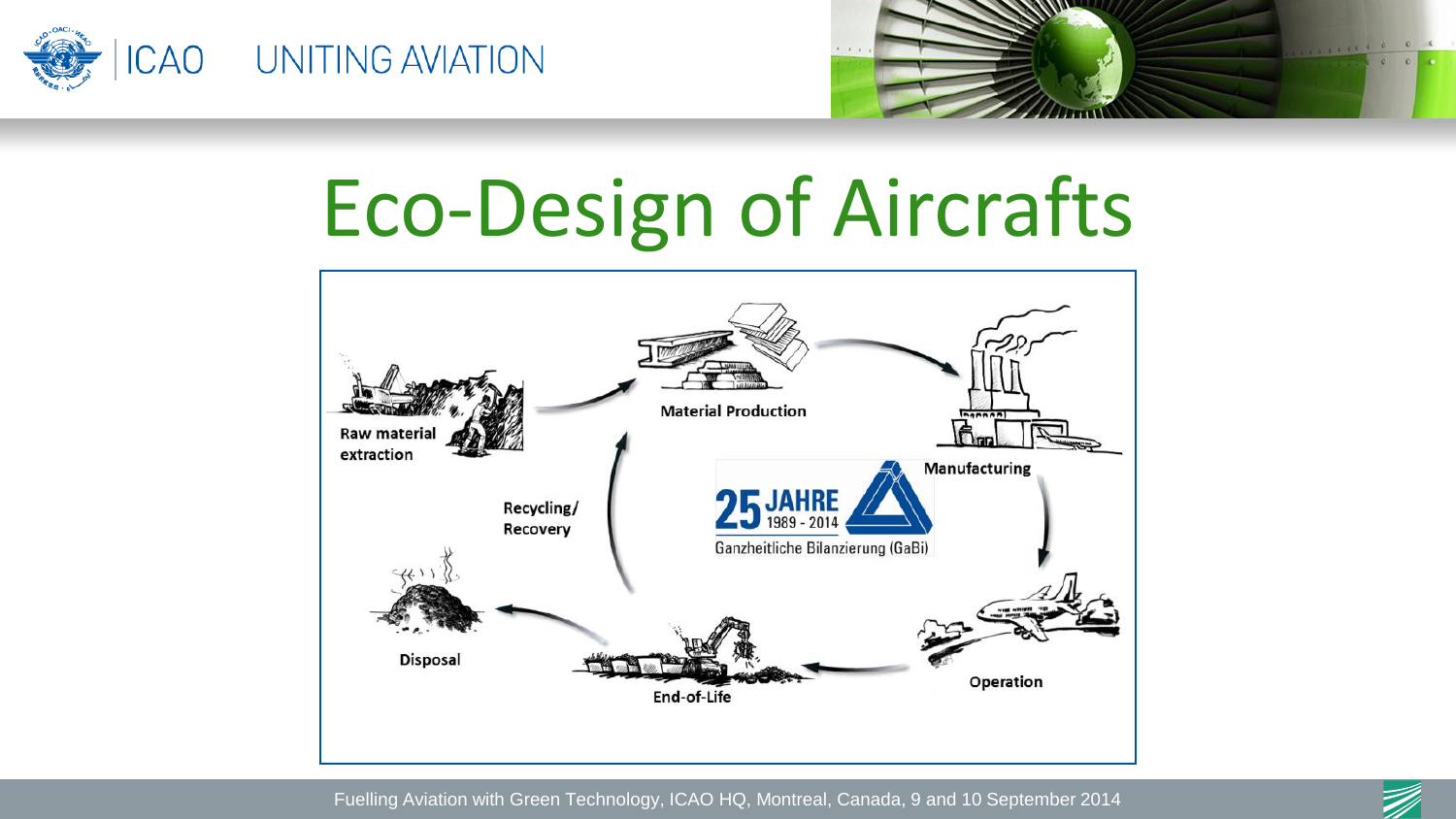# Eco-Design of Aircrafts

Raw material extraction

Material Production

Manufacturing

Operation

End-of-Life

Disposal

Recycling/ Recovery

25 JAHRE 1989 - 2014

Ganzheitliche Bilanzierung (GaBi)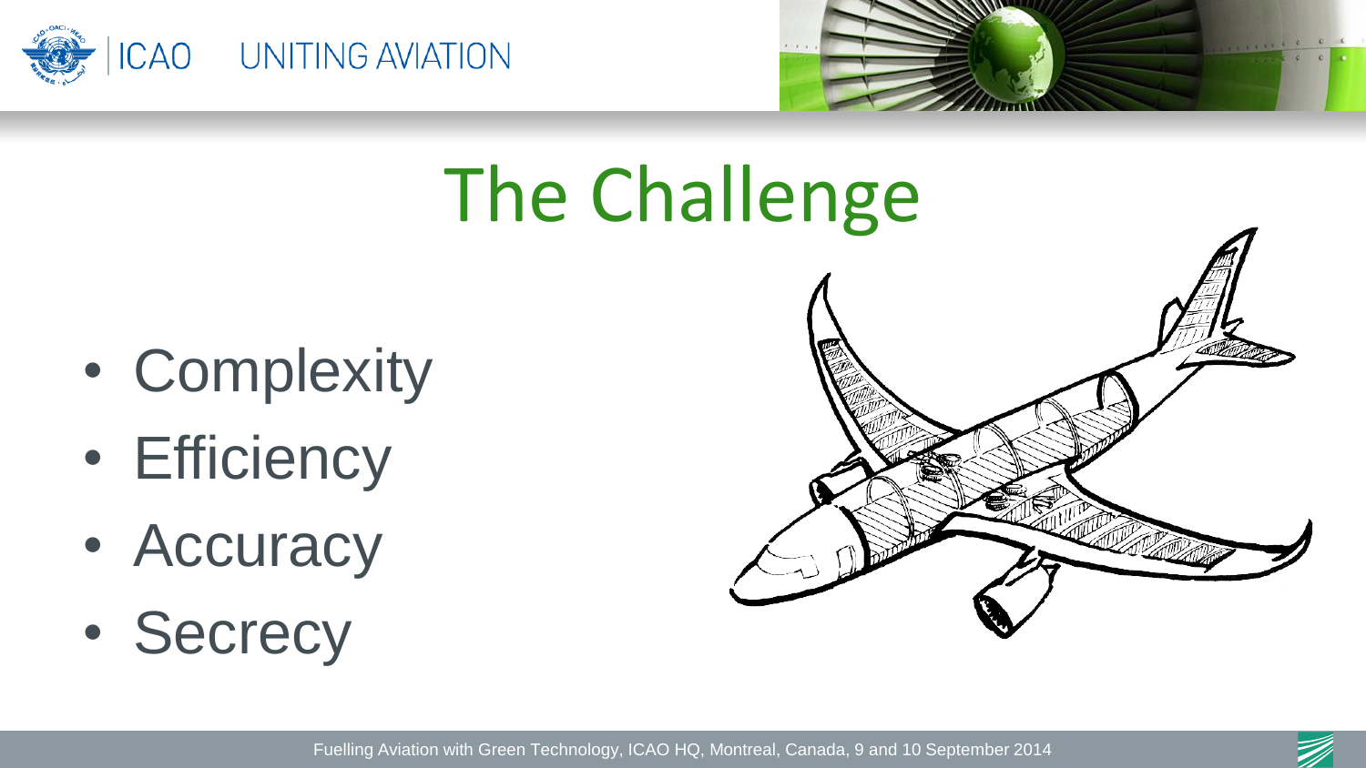# The Challenge

- Complexity
- Efficiency
- Accuracy
- Secrecy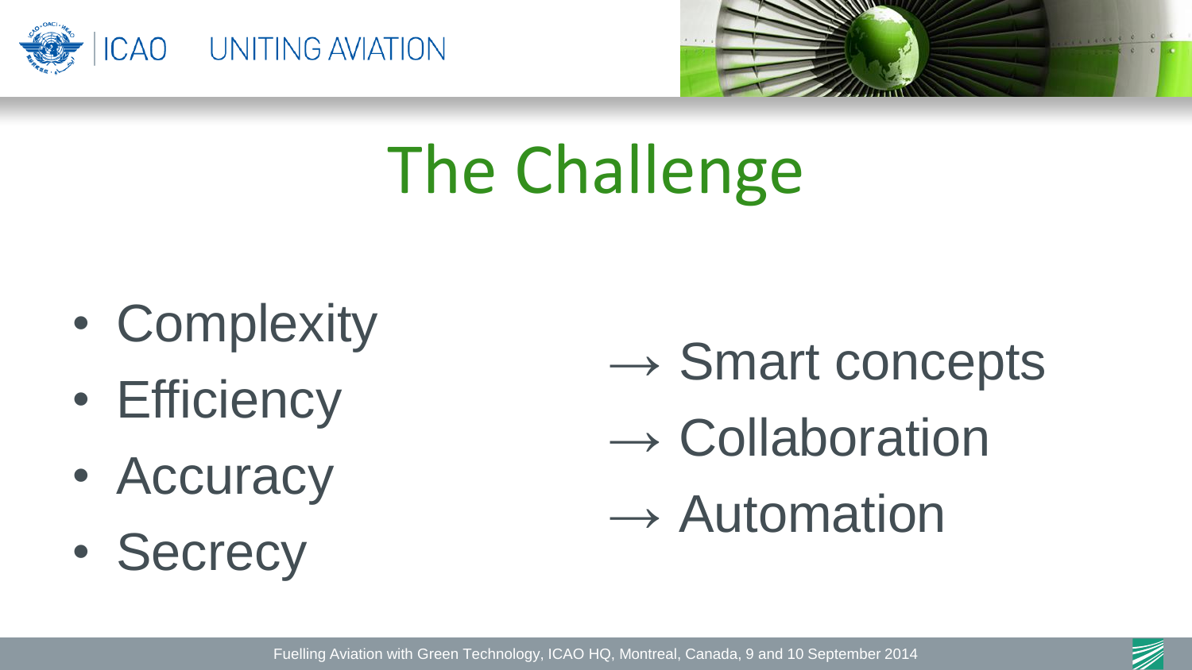# The Challenge

- Complexity
- Efficiency
- Accuracy
- Secrecy

→ Smart concepts

→ Collaboration

→ Automation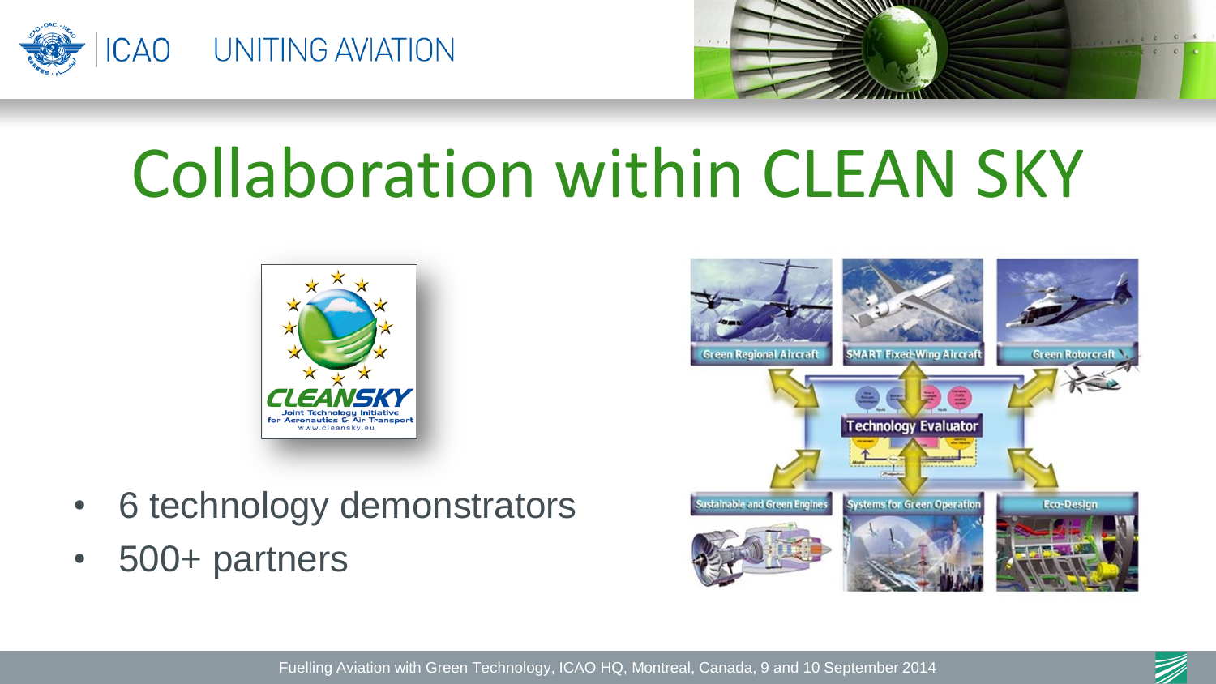# Collaboration within CLEAN SKY

- 6 technology demonstrators
- 500+ partners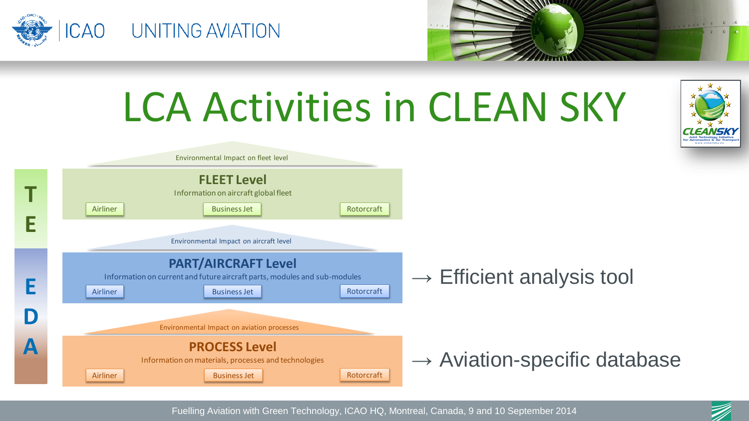# LCA Activities in CLEAN SKY

**T E E D A**

Environmental Impact on fleet level

## FLEET Level

Information on aircraft global fleet

Airliner | Business Jet | Rotorcraft

Environmental Impact on aircraft level

## PART/AIRCRAFT Level

Information on current and future aircraft parts, modules and sub-modules

Airliner | Business Jet | Rotorcraft

→ Efficient analysis tool

Environmental Impact on aviation processes

## PROCESS Level

Information on materials, processes and technologies

Airliner | Business Jet | Rotorcraft

→ Aviation-specific database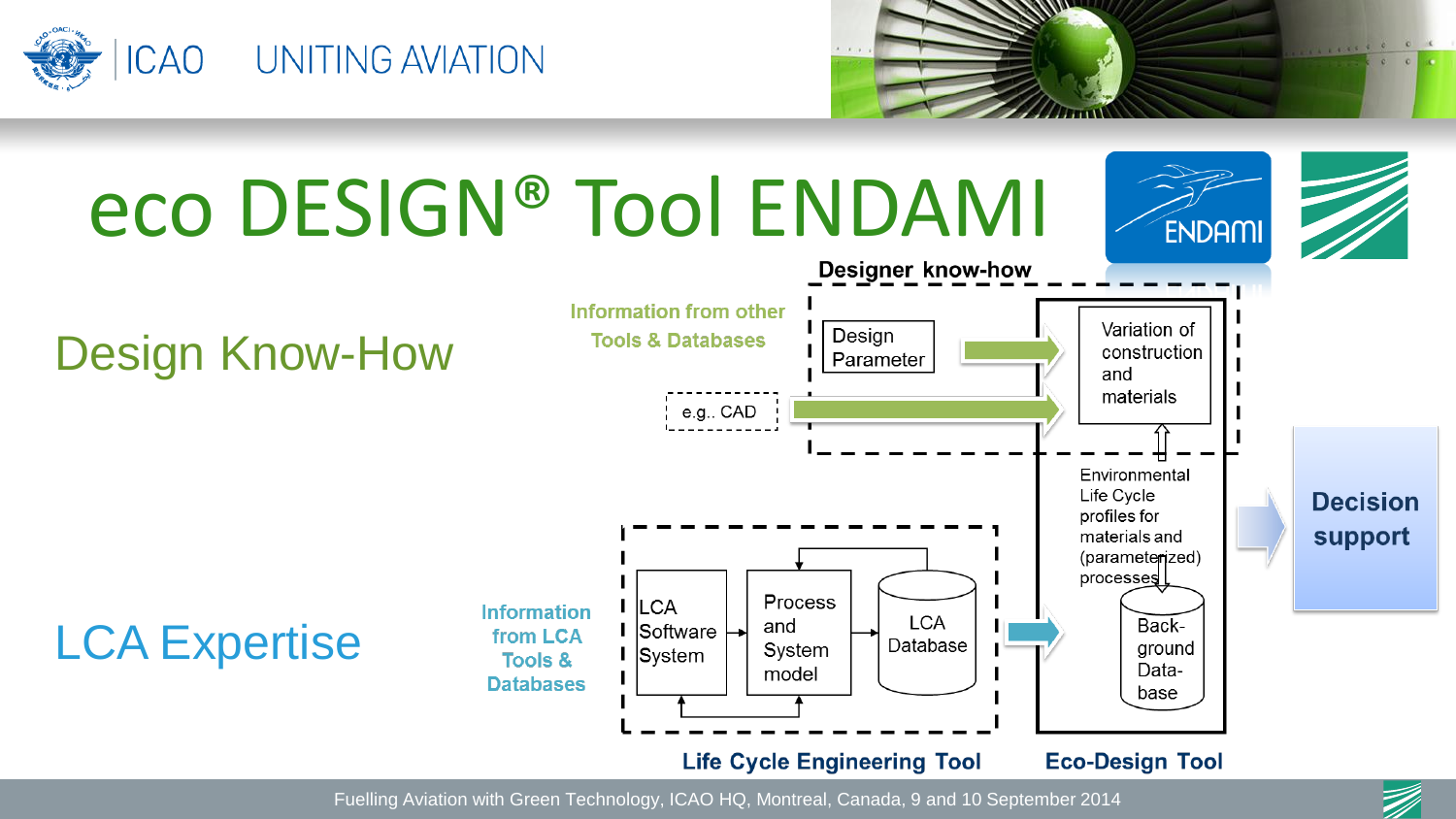# eco DESIGN® Tool ENDAMI

## Design Know-How

Information from other Tools & Databases

**Designer know-how**

- Design Parameter
- e.g.. CAD
- Variation of construction and materials

Environmental Life Cycle profiles for materials and (parameterized) processes

## LCA Expertise

Information from LCA Tools & Databases

- LCA Software System
- Process and System model
- LCA Database
- Back-ground Data-base

**Life Cycle Engineering Tool**

**Eco-Design Tool**

**Decision support**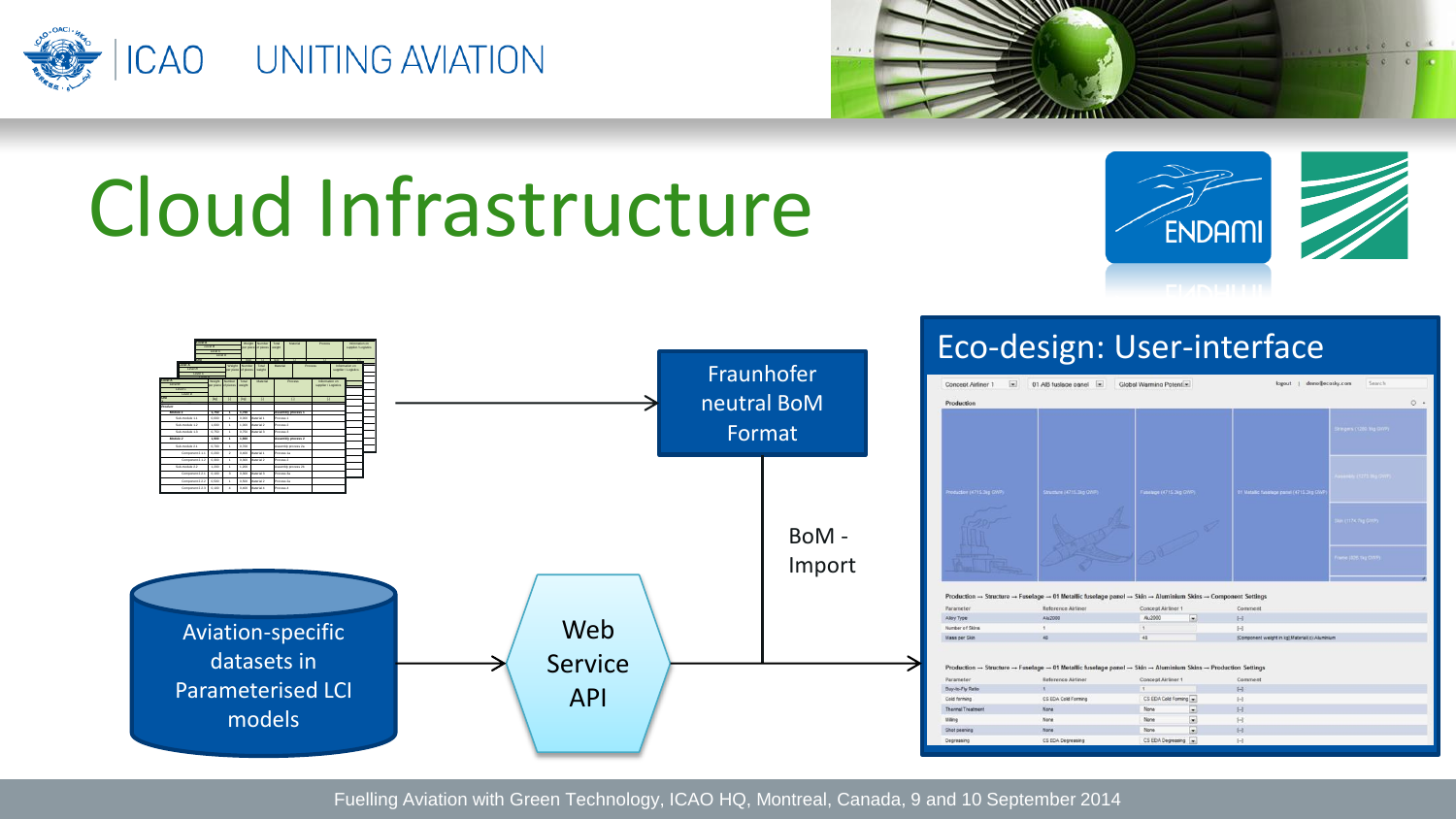# Cloud Infrastructure

Fraunhofer neutral BoM Format

BoM - Import

Aviation-specific datasets in Parameterised LCI models

Web Service API

## Eco-design: User-interface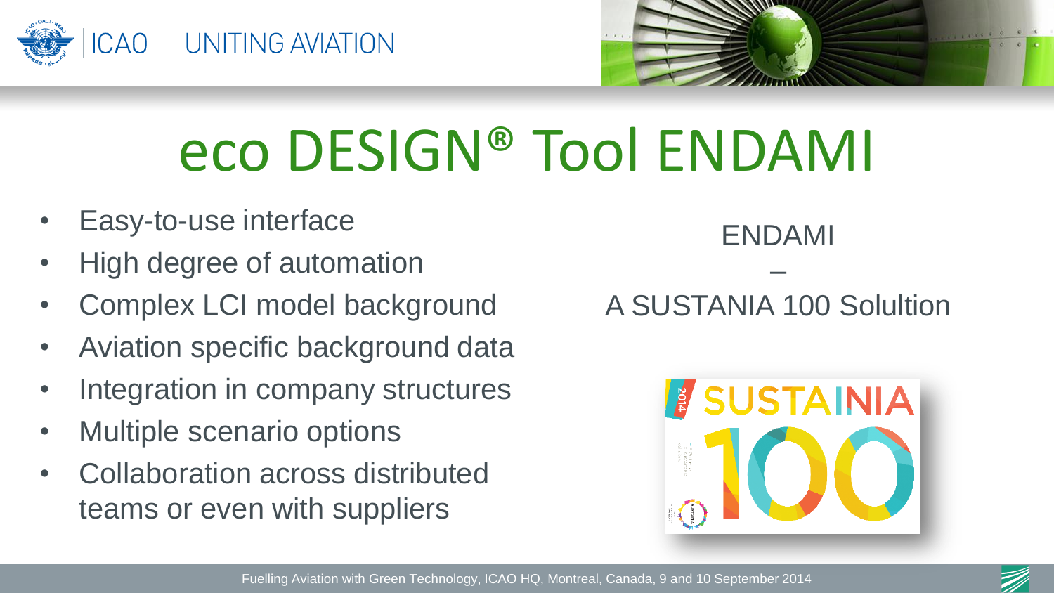# eco DESIGN® Tool ENDAMI

- Easy-to-use interface
- High degree of automation
- Complex LCI model background
- Aviation specific background data
- Integration in company structures
- Multiple scenario options
- Collaboration across distributed teams or even with suppliers

ENDAMI

–

A SUSTANIA 100 Solultion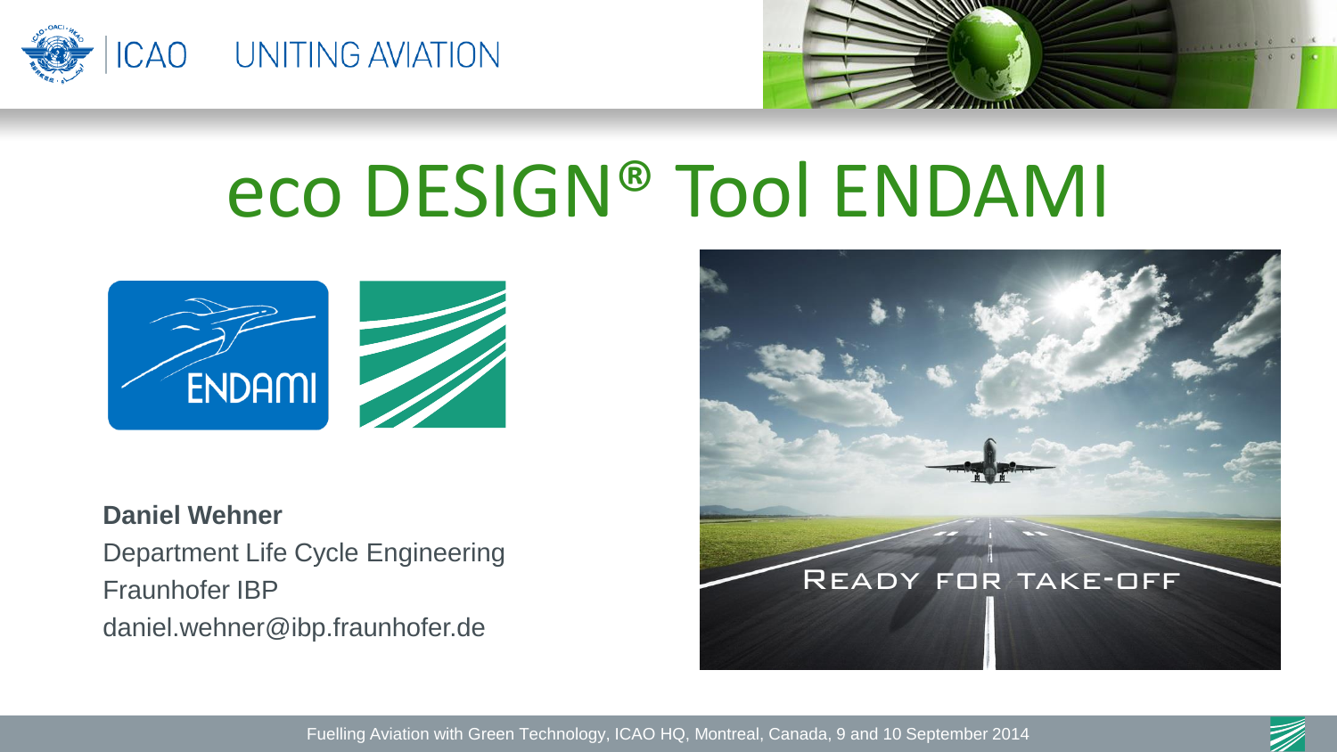# eco DESIGN® Tool ENDAMI

**Daniel Wehner**
Department Life Cycle Engineering
Fraunhofer IBP
daniel.wehner@ibp.fraunhofer.de